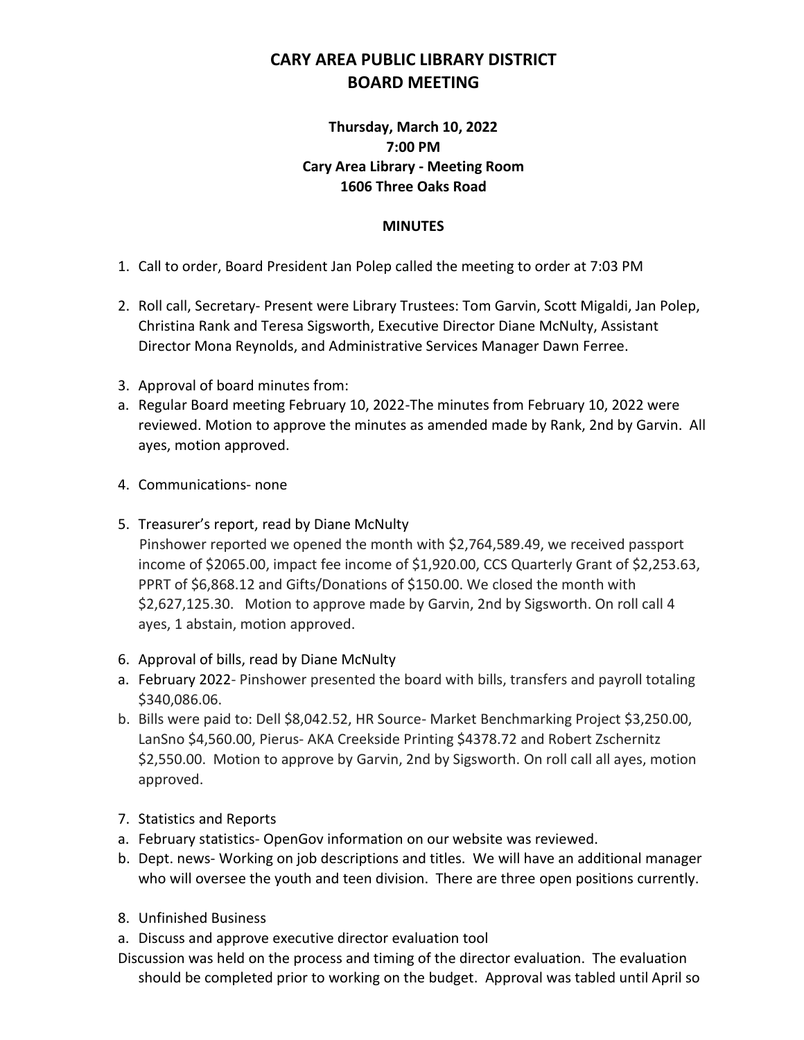# CARY AREA PUBLIC LIBRARY DISTRICT
# BOARD MEETING

### Thursday, March 10, 2022
### 7:00 PM
### Cary Area Library - Meeting Room
### 1606 Three Oaks Road

**MINUTES**

1. Call to order, Board President Jan Polep called the meeting to order at 7:03 PM

2. Roll call, Secretary- Present were Library Trustees: Tom Garvin, Scott Migaldi, Jan Polep, Christina Rank and Teresa Sigsworth, Executive Director Diane McNulty, Assistant Director Mona Reynolds, and Administrative Services Manager Dawn Ferree.

3. Approval of board minutes from:

a. Regular Board meeting February 10, 2022-The minutes from February 10, 2022 were reviewed. Motion to approve the minutes as amended made by Rank, 2nd by Garvin. All ayes, motion approved.

4. Communications- none

5. Treasurer's report, read by Diane McNulty
   Pinshower reported we opened the month with $2,764,589.49, we received passport income of $2065.00, impact fee income of $1,920.00, CCS Quarterly Grant of $2,253.63, PPRT of $6,868.12 and Gifts/Donations of $150.00. We closed the month with $2,627,125.30. Motion to approve made by Garvin, 2nd by Sigsworth. On roll call 4 ayes, 1 abstain, motion approved.

6. Approval of bills, read by Diane McNulty

a. February 2022- Pinshower presented the board with bills, transfers and payroll totaling $340,086.06.

b. Bills were paid to: Dell $8,042.52, HR Source- Market Benchmarking Project $3,250.00, LanSno $4,560.00, Pierus- AKA Creekside Printing $4378.72 and Robert Zschernitz $2,550.00. Motion to approve by Garvin, 2nd by Sigsworth. On roll call all ayes, motion approved.

7. Statistics and Reports

a. February statistics- OpenGov information on our website was reviewed.

b. Dept. news- Working on job descriptions and titles. We will have an additional manager who will oversee the youth and teen division. There are three open positions currently.

8. Unfinished Business

a. Discuss and approve executive director evaluation tool

Discussion was held on the process and timing of the director evaluation. The evaluation should be completed prior to working on the budget. Approval was tabled until April so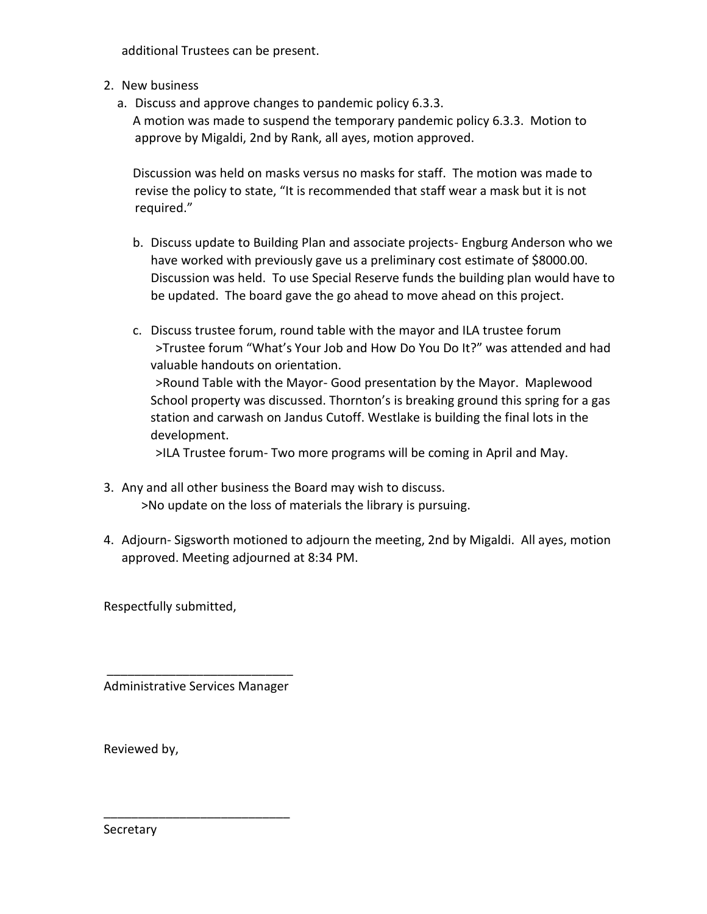additional Trustees can be present.

2. New business
   a. Discuss and approve changes to pandemic policy 6.3.3.
      A motion was made to suspend the temporary pandemic policy 6.3.3. Motion to approve by Migaldi, 2nd by Rank, all ayes, motion approved.

      Discussion was held on masks versus no masks for staff. The motion was made to revise the policy to state, "It is recommended that staff wear a mask but it is not required."

   b. Discuss update to Building Plan and associate projects- Engburg Anderson who we have worked with previously gave us a preliminary cost estimate of $8000.00. Discussion was held. To use Special Reserve funds the building plan would have to be updated. The board gave the go ahead to move ahead on this project.

   c. Discuss trustee forum, round table with the mayor and ILA trustee forum
      >Trustee forum "What's Your Job and How Do You Do It?" was attended and had valuable handouts on orientation.
      >Round Table with the Mayor- Good presentation by the Mayor. Maplewood School property was discussed. Thornton's is breaking ground this spring for a gas station and carwash on Jandus Cutoff. Westlake is building the final lots in the development.
      >ILA Trustee forum- Two more programs will be coming in April and May.

3. Any and all other business the Board may wish to discuss.
   >No update on the loss of materials the library is pursuing.

4. Adjourn- Sigsworth motioned to adjourn the meeting, 2nd by Migaldi. All ayes, motion approved. Meeting adjourned at 8:34 PM.

Respectfully submitted,

___________________________
Administrative Services Manager

Reviewed by,

___________________________
Secretary